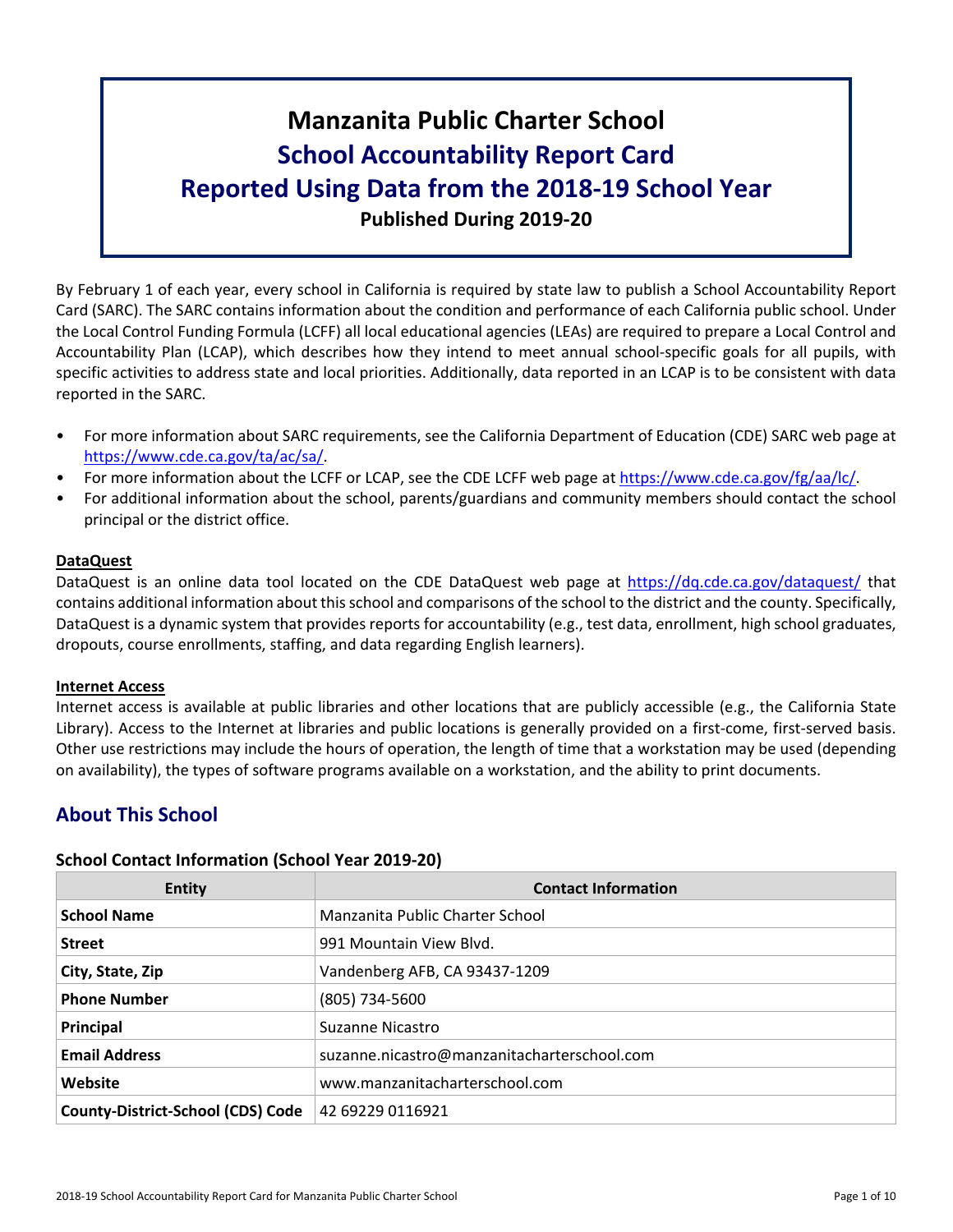# Manzanita Public Charter School
## School Accountability Report Card
## Reported Using Data from the 2018-19 School Year
**Published During 2019-20**

By February 1 of each year, every school in California is required by state law to publish a School Accountability Report Card (SARC). The SARC contains information about the condition and performance of each California public school. Under the Local Control Funding Formula (LCFF) all local educational agencies (LEAs) are required to prepare a Local Control and Accountability Plan (LCAP), which describes how they intend to meet annual school-specific goals for all pupils, with specific activities to address state and local priorities. Additionally, data reported in an LCAP is to be consistent with data reported in the SARC.

- For more information about SARC requirements, see the California Department of Education (CDE) SARC web page at https://www.cde.ca.gov/ta/ac/sa/.
- For more information about the LCFF or LCAP, see the CDE LCFF web page at https://www.cde.ca.gov/fg/aa/lc/.
- For additional information about the school, parents/guardians and community members should contact the school principal or the district office.

**DataQuest**

DataQuest is an online data tool located on the CDE DataQuest web page at https://dq.cde.ca.gov/dataquest/ that contains additional information about this school and comparisons of the school to the district and the county. Specifically, DataQuest is a dynamic system that provides reports for accountability (e.g., test data, enrollment, high school graduates, dropouts, course enrollments, staffing, and data regarding English learners).

**Internet Access**

Internet access is available at public libraries and other locations that are publicly accessible (e.g., the California State Library). Access to the Internet at libraries and public locations is generally provided on a first-come, first-served basis. Other use restrictions may include the hours of operation, the length of time that a workstation may be used (depending on availability), the types of software programs available on a workstation, and the ability to print documents.

## About This School

### School Contact Information (School Year 2019-20)

| Entity | Contact Information |
|---|---|
| **School Name** | Manzanita Public Charter School |
| **Street** | 991 Mountain View Blvd. |
| **City, State, Zip** | Vandenberg AFB, CA 93437-1209 |
| **Phone Number** | (805) 734-5600 |
| **Principal** | Suzanne Nicastro |
| **Email Address** | suzanne.nicastro@manzanitacharterschool.com |
| **Website** | www.manzanitacharterschool.com |
| **County-District-School (CDS) Code** | 42 69229 0116921 |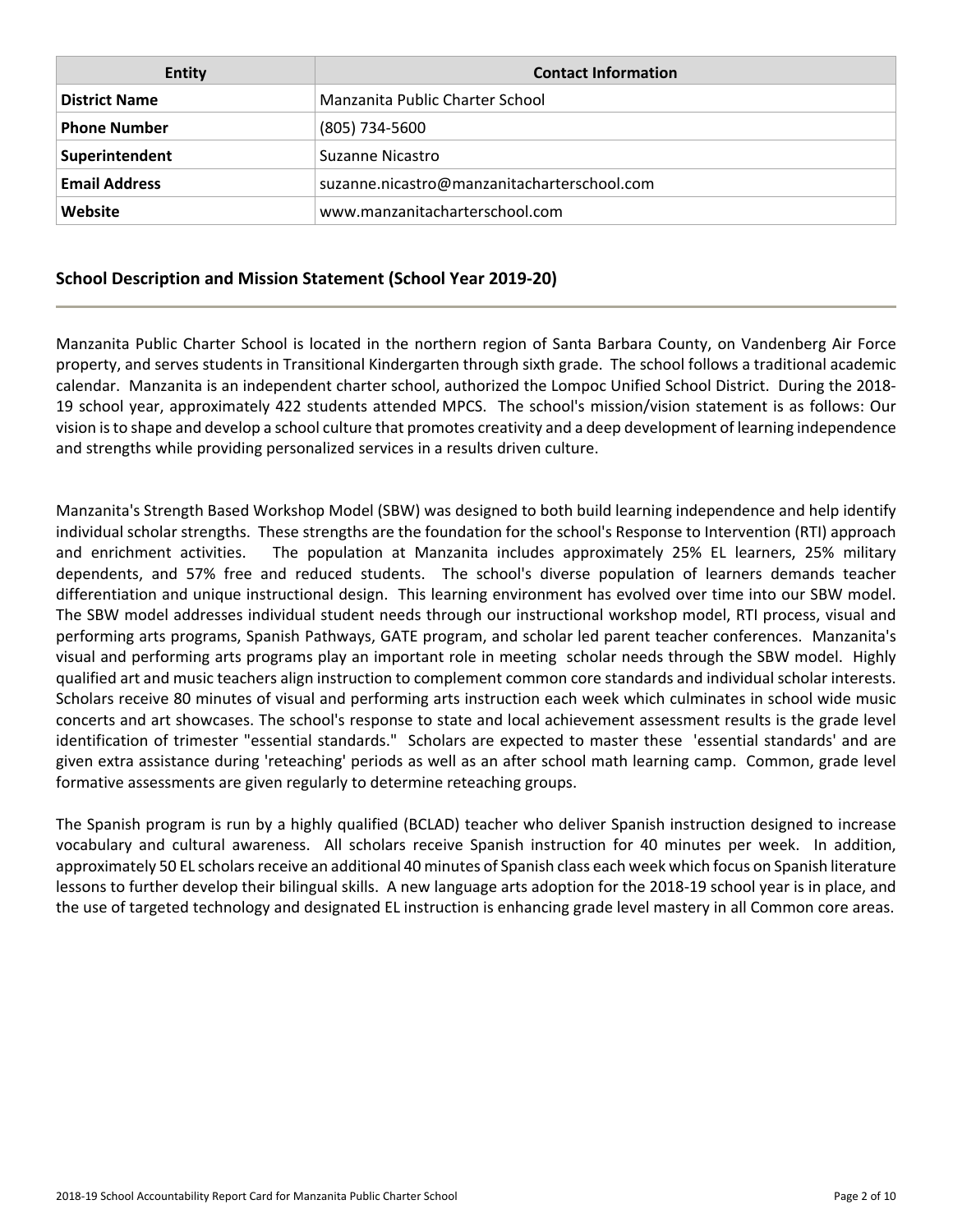| Entity | Contact Information |
|---|---|
| **District Name** | Manzanita Public Charter School |
| **Phone Number** | (805) 734-5600 |
| **Superintendent** | Suzanne Nicastro |
| **Email Address** | suzanne.nicastro@manzanitacharterschool.com |
| **Website** | www.manzanitacharterschool.com |

## School Description and Mission Statement (School Year 2019-20)

Manzanita Public Charter School is located in the northern region of Santa Barbara County, on Vandenberg Air Force property, and serves students in Transitional Kindergarten through sixth grade. The school follows a traditional academic calendar. Manzanita is an independent charter school, authorized the Lompoc Unified School District. During the 2018-19 school year, approximately 422 students attended MPCS. The school's mission/vision statement is as follows: Our vision is to shape and develop a school culture that promotes creativity and a deep development of learning independence and strengths while providing personalized services in a results driven culture.

Manzanita's Strength Based Workshop Model (SBW) was designed to both build learning independence and help identify individual scholar strengths. These strengths are the foundation for the school's Response to Intervention (RTI) approach and enrichment activities. The population at Manzanita includes approximately 25% EL learners, 25% military dependents, and 57% free and reduced students. The school's diverse population of learners demands teacher differentiation and unique instructional design. This learning environment has evolved over time into our SBW model. The SBW model addresses individual student needs through our instructional workshop model, RTI process, visual and performing arts programs, Spanish Pathways, GATE program, and scholar led parent teacher conferences. Manzanita's visual and performing arts programs play an important role in meeting scholar needs through the SBW model. Highly qualified art and music teachers align instruction to complement common core standards and individual scholar interests. Scholars receive 80 minutes of visual and performing arts instruction each week which culminates in school wide music concerts and art showcases. The school's response to state and local achievement assessment results is the grade level identification of trimester "essential standards." Scholars are expected to master these 'essential standards' and are given extra assistance during 'reteaching' periods as well as an after school math learning camp. Common, grade level formative assessments are given regularly to determine reteaching groups.

The Spanish program is run by a highly qualified (BCLAD) teacher who deliver Spanish instruction designed to increase vocabulary and cultural awareness. All scholars receive Spanish instruction for 40 minutes per week. In addition, approximately 50 EL scholars receive an additional 40 minutes of Spanish class each week which focus on Spanish literature lessons to further develop their bilingual skills. A new language arts adoption for the 2018-19 school year is in place, and the use of targeted technology and designated EL instruction is enhancing grade level mastery in all Common core areas.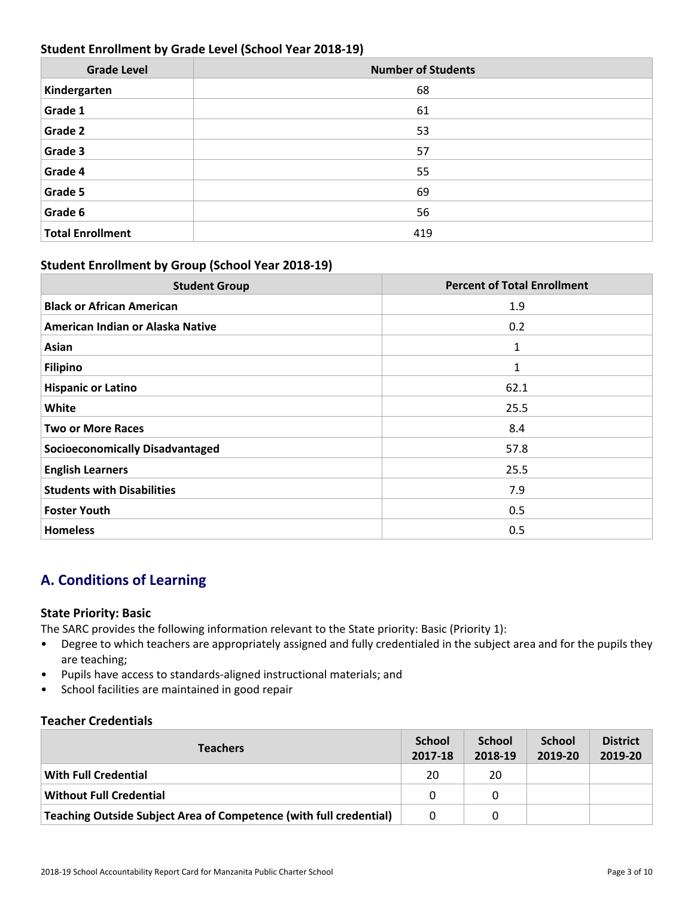### Student Enrollment by Grade Level (School Year 2018-19)

| Grade Level | Number of Students |
|---|---|
| **Kindergarten** | 68 |
| **Grade 1** | 61 |
| **Grade 2** | 53 |
| **Grade 3** | 57 |
| **Grade 4** | 55 |
| **Grade 5** | 69 |
| **Grade 6** | 56 |
| **Total Enrollment** | 419 |

### Student Enrollment by Group (School Year 2018-19)

| Student Group | Percent of Total Enrollment |
|---|---|
| **Black or African American** | 1.9 |
| **American Indian or Alaska Native** | 0.2 |
| **Asian** | 1 |
| **Filipino** | 1 |
| **Hispanic or Latino** | 62.1 |
| **White** | 25.5 |
| **Two or More Races** | 8.4 |
| **Socioeconomically Disadvantaged** | 57.8 |
| **English Learners** | 25.5 |
| **Students with Disabilities** | 7.9 |
| **Foster Youth** | 0.5 |
| **Homeless** | 0.5 |

## A. Conditions of Learning

### State Priority: Basic

The SARC provides the following information relevant to the State priority: Basic (Priority 1):

- Degree to which teachers are appropriately assigned and fully credentialed in the subject area and for the pupils they are teaching;
- Pupils have access to standards-aligned instructional materials; and
- School facilities are maintained in good repair

### Teacher Credentials

| Teachers | School 2017-18 | School 2018-19 | School 2019-20 | District 2019-20 |
|---|---|---|---|---|
| **With Full Credential** | 20 | 20 | | |
| **Without Full Credential** | 0 | 0 | | |
| **Teaching Outside Subject Area of Competence (with full credential)** | 0 | 0 | | |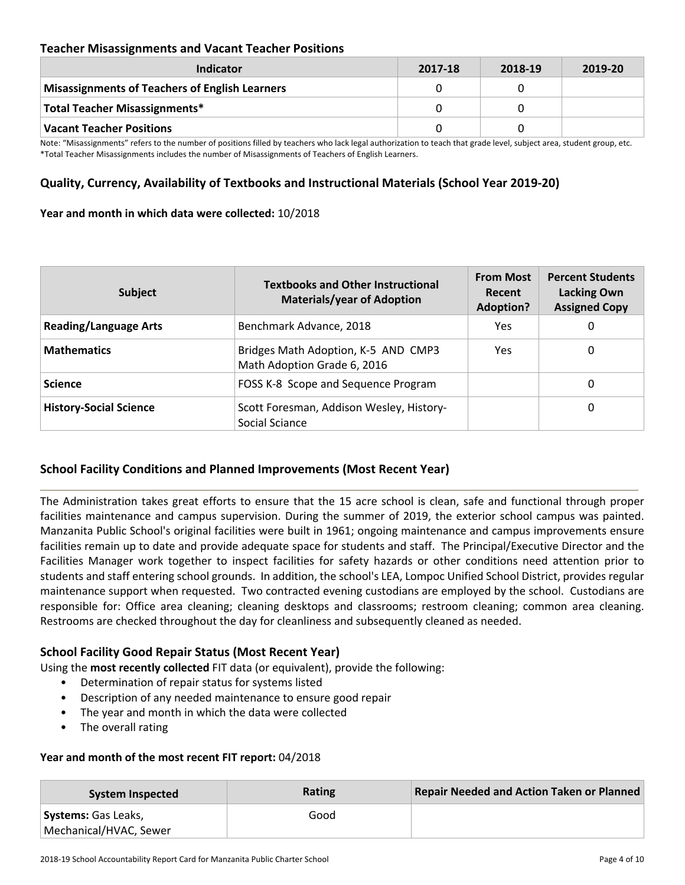### Teacher Misassignments and Vacant Teacher Positions

| Indicator | 2017-18 | 2018-19 | 2019-20 |
|---|---|---|---|
| **Misassignments of Teachers of English Learners** | 0 | 0 | |
| **Total Teacher Misassignments*** | 0 | 0 | |
| **Vacant Teacher Positions** | 0 | 0 | |

Note: "Misassignments" refers to the number of positions filled by teachers who lack legal authorization to teach that grade level, subject area, student group, etc.
*Total Teacher Misassignments includes the number of Misassignments of Teachers of English Learners.

### Quality, Currency, Availability of Textbooks and Instructional Materials (School Year 2019-20)

**Year and month in which data were collected:** 10/2018

| Subject | Textbooks and Other Instructional Materials/year of Adoption | From Most Recent Adoption? | Percent Students Lacking Own Assigned Copy |
|---|---|---|---|
| **Reading/Language Arts** | Benchmark Advance, 2018 | Yes | 0 |
| **Mathematics** | Bridges Math Adoption, K-5 AND CMP3 Math Adoption Grade 6, 2016 | Yes | 0 |
| **Science** | FOSS K-8 Scope and Sequence Program | | 0 |
| **History-Social Science** | Scott Foresman, Addison Wesley, History-Social Sciance | | 0 |

### School Facility Conditions and Planned Improvements (Most Recent Year)

The Administration takes great efforts to ensure that the 15 acre school is clean, safe and functional through proper facilities maintenance and campus supervision. During the summer of 2019, the exterior school campus was painted. Manzanita Public School's original facilities were built in 1961; ongoing maintenance and campus improvements ensure facilities remain up to date and provide adequate space for students and staff. The Principal/Executive Director and the Facilities Manager work together to inspect facilities for safety hazards or other conditions need attention prior to students and staff entering school grounds. In addition, the school's LEA, Lompoc Unified School District, provides regular maintenance support when requested. Two contracted evening custodians are employed by the school. Custodians are responsible for: Office area cleaning; cleaning desktops and classrooms; restroom cleaning; common area cleaning. Restrooms are checked throughout the day for cleanliness and subsequently cleaned as needed.

### School Facility Good Repair Status (Most Recent Year)

Using the **most recently collected** FIT data (or equivalent), provide the following:

- Determination of repair status for systems listed
- Description of any needed maintenance to ensure good repair
- The year and month in which the data were collected
- The overall rating

**Year and month of the most recent FIT report:** 04/2018

| System Inspected | Rating | Repair Needed and Action Taken or Planned |
|---|---|---|
| **Systems:** Gas Leaks, Mechanical/HVAC, Sewer | Good | |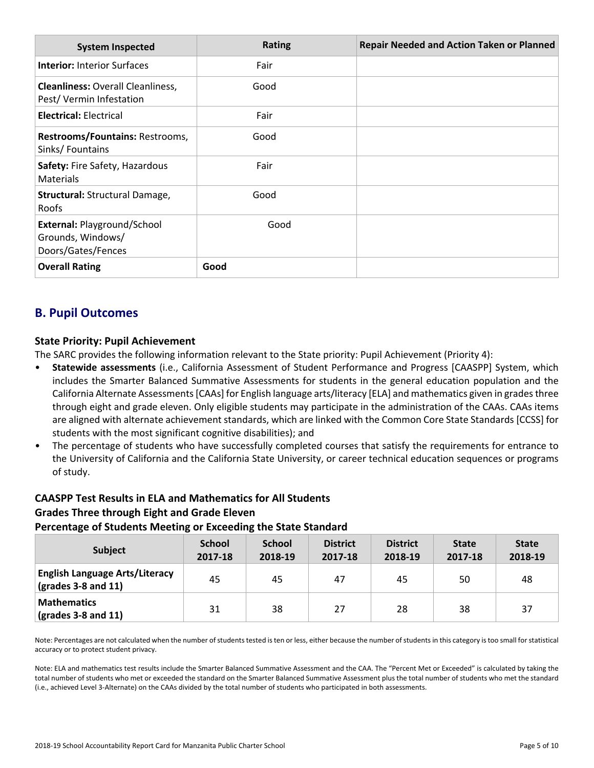| System Inspected | Rating | Repair Needed and Action Taken or Planned |
|---|---|---|
| **Interior:** Interior Surfaces | Fair | |
| **Cleanliness:** Overall Cleanliness, Pest/ Vermin Infestation | Good | |
| **Electrical:** Electrical | Fair | |
| **Restrooms/Fountains:** Restrooms, Sinks/ Fountains | Good | |
| **Safety:** Fire Safety, Hazardous Materials | Fair | |
| **Structural:** Structural Damage, Roofs | Good | |
| **External:** Playground/School Grounds, Windows/ Doors/Gates/Fences | Good | |
| **Overall Rating** | **Good** | |

## B. Pupil Outcomes

### State Priority: Pupil Achievement

The SARC provides the following information relevant to the State priority: Pupil Achievement (Priority 4):

- **Statewide assessments** (i.e., California Assessment of Student Performance and Progress [CAASPP] System, which includes the Smarter Balanced Summative Assessments for students in the general education population and the California Alternate Assessments [CAAs] for English language arts/literacy [ELA] and mathematics given in grades three through eight and grade eleven. Only eligible students may participate in the administration of the CAAs. CAAs items are aligned with alternate achievement standards, which are linked with the Common Core State Standards [CCSS] for students with the most significant cognitive disabilities); and
- The percentage of students who have successfully completed courses that satisfy the requirements for entrance to the University of California and the California State University, or career technical education sequences or programs of study.

### CAASPP Test Results in ELA and Mathematics for All Students
### Grades Three through Eight and Grade Eleven
### Percentage of Students Meeting or Exceeding the State Standard

| Subject | School 2017-18 | School 2018-19 | District 2017-18 | District 2018-19 | State 2017-18 | State 2018-19 |
|---|---|---|---|---|---|---|
| **English Language Arts/Literacy (grades 3-8 and 11)** | 45 | 45 | 47 | 45 | 50 | 48 |
| **Mathematics (grades 3-8 and 11)** | 31 | 38 | 27 | 28 | 38 | 37 |

Note: Percentages are not calculated when the number of students tested is ten or less, either because the number of students in this category is too small for statistical accuracy or to protect student privacy.

Note: ELA and mathematics test results include the Smarter Balanced Summative Assessment and the CAA. The "Percent Met or Exceeded" is calculated by taking the total number of students who met or exceeded the standard on the Smarter Balanced Summative Assessment plus the total number of students who met the standard (i.e., achieved Level 3-Alternate) on the CAAs divided by the total number of students who participated in both assessments.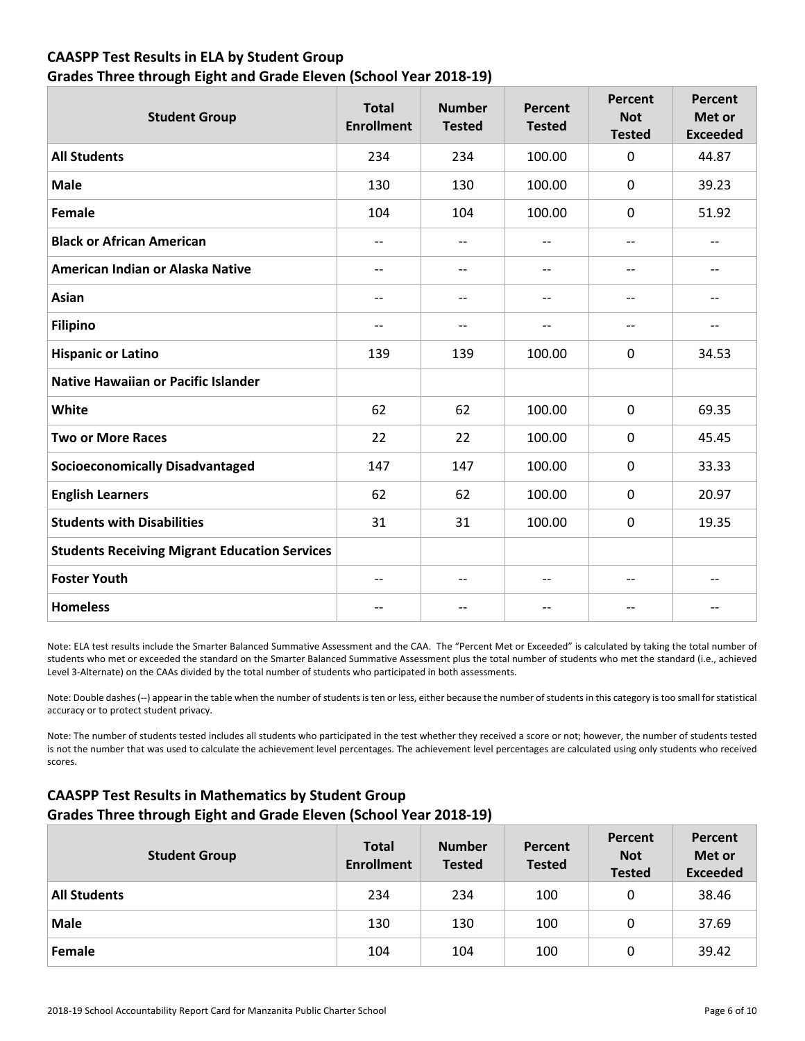### CAASPP Test Results in ELA by Student Group
### Grades Three through Eight and Grade Eleven (School Year 2018-19)

| Student Group | Total Enrollment | Number Tested | Percent Tested | Percent Not Tested | Percent Met or Exceeded |
|---|---|---|---|---|---|
| **All Students** | 234 | 234 | 100.00 | 0 | 44.87 |
| **Male** | 130 | 130 | 100.00 | 0 | 39.23 |
| **Female** | 104 | 104 | 100.00 | 0 | 51.92 |
| **Black or African American** | -- | -- | -- | -- | -- |
| **American Indian or Alaska Native** | -- | -- | -- | -- | -- |
| **Asian** | -- | -- | -- | -- | -- |
| **Filipino** | -- | -- | -- | -- | -- |
| **Hispanic or Latino** | 139 | 139 | 100.00 | 0 | 34.53 |
| **Native Hawaiian or Pacific Islander** | | | | | |
| **White** | 62 | 62 | 100.00 | 0 | 69.35 |
| **Two or More Races** | 22 | 22 | 100.00 | 0 | 45.45 |
| **Socioeconomically Disadvantaged** | 147 | 147 | 100.00 | 0 | 33.33 |
| **English Learners** | 62 | 62 | 100.00 | 0 | 20.97 |
| **Students with Disabilities** | 31 | 31 | 100.00 | 0 | 19.35 |
| **Students Receiving Migrant Education Services** | | | | | |
| **Foster Youth** | -- | -- | -- | -- | -- |
| **Homeless** | -- | -- | -- | -- | -- |

Note: ELA test results include the Smarter Balanced Summative Assessment and the CAA. The "Percent Met or Exceeded" is calculated by taking the total number of students who met or exceeded the standard on the Smarter Balanced Summative Assessment plus the total number of students who met the standard (i.e., achieved Level 3-Alternate) on the CAAs divided by the total number of students who participated in both assessments.

Note: Double dashes (--) appear in the table when the number of students is ten or less, either because the number of students in this category is too small for statistical accuracy or to protect student privacy.

Note: The number of students tested includes all students who participated in the test whether they received a score or not; however, the number of students tested is not the number that was used to calculate the achievement level percentages. The achievement level percentages are calculated using only students who received scores.

### CAASPP Test Results in Mathematics by Student Group
### Grades Three through Eight and Grade Eleven (School Year 2018-19)

| Student Group | Total Enrollment | Number Tested | Percent Tested | Percent Not Tested | Percent Met or Exceeded |
|---|---|---|---|---|---|
| **All Students** | 234 | 234 | 100 | 0 | 38.46 |
| **Male** | 130 | 130 | 100 | 0 | 37.69 |
| **Female** | 104 | 104 | 100 | 0 | 39.42 |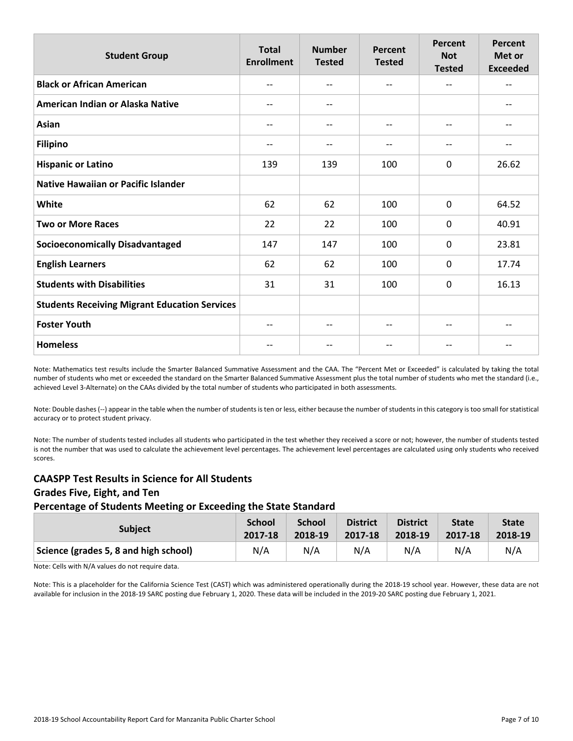| Student Group | Total Enrollment | Number Tested | Percent Tested | Percent Not Tested | Percent Met or Exceeded |
| --- | --- | --- | --- | --- | --- |
| Black or African American | -- | -- | -- | -- | -- |
| American Indian or Alaska Native | -- | -- | | | -- |
| Asian | -- | -- | -- | -- | -- |
| Filipino | -- | -- | -- | -- | -- |
| Hispanic or Latino | 139 | 139 | 100 | 0 | 26.62 |
| Native Hawaiian or Pacific Islander | | | | | |
| White | 62 | 62 | 100 | 0 | 64.52 |
| Two or More Races | 22 | 22 | 100 | 0 | 40.91 |
| Socioeconomically Disadvantaged | 147 | 147 | 100 | 0 | 23.81 |
| English Learners | 62 | 62 | 100 | 0 | 17.74 |
| Students with Disabilities | 31 | 31 | 100 | 0 | 16.13 |
| Students Receiving Migrant Education Services | | | | | |
| Foster Youth | -- | -- | -- | -- | -- |
| Homeless | -- | -- | -- | -- | -- |

Note: Mathematics test results include the Smarter Balanced Summative Assessment and the CAA. The "Percent Met or Exceeded" is calculated by taking the total number of students who met or exceeded the standard on the Smarter Balanced Summative Assessment plus the total number of students who met the standard (i.e., achieved Level 3-Alternate) on the CAAs divided by the total number of students who participated in both assessments.

Note: Double dashes (--) appear in the table when the number of students is ten or less, either because the number of students in this category is too small for statistical accuracy or to protect student privacy.

Note: The number of students tested includes all students who participated in the test whether they received a score or not; however, the number of students tested is not the number that was used to calculate the achievement level percentages. The achievement level percentages are calculated using only students who received scores.

### CAASPP Test Results in Science for All Students
### Grades Five, Eight, and Ten
### Percentage of Students Meeting or Exceeding the State Standard

| Subject | School 2017-18 | School 2018-19 | District 2017-18 | District 2018-19 | State 2017-18 | State 2018-19 |
| --- | --- | --- | --- | --- | --- | --- |
| Science (grades 5, 8 and high school) | N/A | N/A | N/A | N/A | N/A | N/A |

Note: Cells with N/A values do not require data.

Note: This is a placeholder for the California Science Test (CAST) which was administered operationally during the 2018-19 school year. However, these data are not available for inclusion in the 2018-19 SARC posting due February 1, 2020. These data will be included in the 2019-20 SARC posting due February 1, 2021.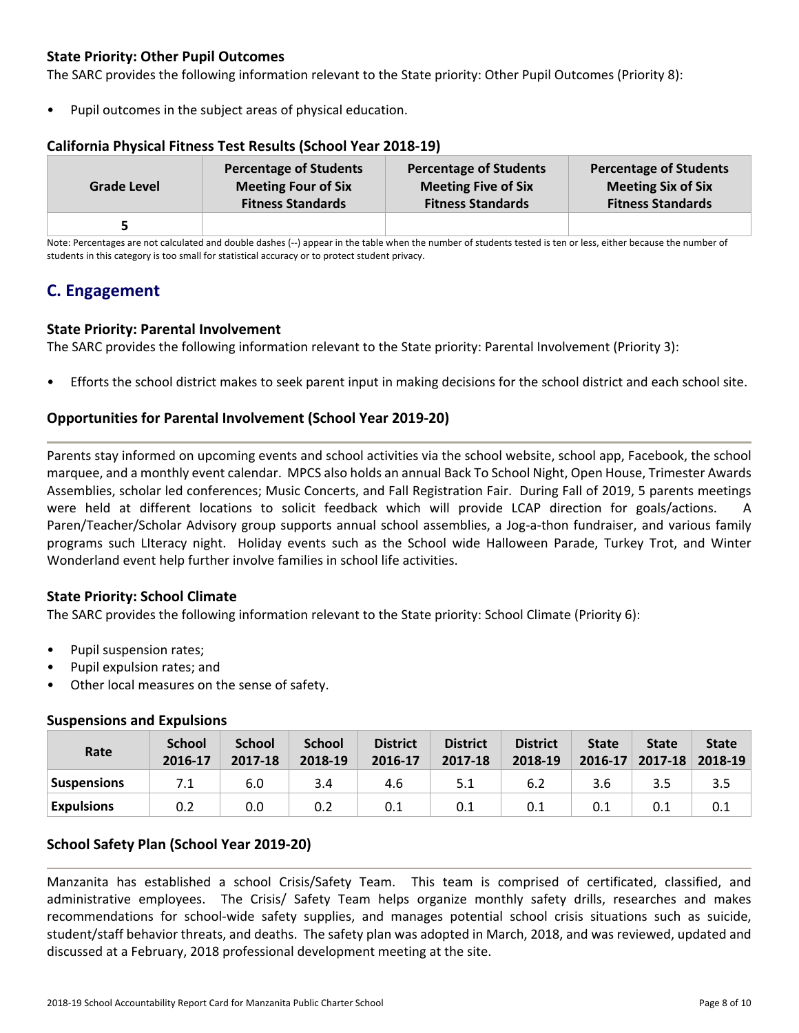### State Priority: Other Pupil Outcomes

The SARC provides the following information relevant to the State priority: Other Pupil Outcomes (Priority 8):

- Pupil outcomes in the subject areas of physical education.

### California Physical Fitness Test Results (School Year 2018-19)

| Grade Level | Percentage of Students Meeting Four of Six Fitness Standards | Percentage of Students Meeting Five of Six Fitness Standards | Percentage of Students Meeting Six of Six Fitness Standards |
|---|---|---|---|
| 5 | | | |

Note: Percentages are not calculated and double dashes (--) appear in the table when the number of students tested is ten or less, either because the number of students in this category is too small for statistical accuracy or to protect student privacy.

## C. Engagement

### State Priority: Parental Involvement

The SARC provides the following information relevant to the State priority: Parental Involvement (Priority 3):

- Efforts the school district makes to seek parent input in making decisions for the school district and each school site.

### Opportunities for Parental Involvement (School Year 2019-20)

Parents stay informed on upcoming events and school activities via the school website, school app, Facebook, the school marquee, and a monthly event calendar. MPCS also holds an annual Back To School Night, Open House, Trimester Awards Assemblies, scholar led conferences; Music Concerts, and Fall Registration Fair. During Fall of 2019, 5 parents meetings were held at different locations to solicit feedback which will provide LCAP direction for goals/actions. A Paren/Teacher/Scholar Advisory group supports annual school assemblies, a Jog-a-thon fundraiser, and various family programs such LIteracy night. Holiday events such as the School wide Halloween Parade, Turkey Trot, and Winter Wonderland event help further involve families in school life activities.

### State Priority: School Climate

The SARC provides the following information relevant to the State priority: School Climate (Priority 6):

- Pupil suspension rates;
- Pupil expulsion rates; and
- Other local measures on the sense of safety.

### Suspensions and Expulsions

| Rate | School 2016-17 | School 2017-18 | School 2018-19 | District 2016-17 | District 2017-18 | District 2018-19 | State 2016-17 | State 2017-18 | State 2018-19 |
|---|---|---|---|---|---|---|---|---|---|
| Suspensions | 7.1 | 6.0 | 3.4 | 4.6 | 5.1 | 6.2 | 3.6 | 3.5 | 3.5 |
| Expulsions | 0.2 | 0.0 | 0.2 | 0.1 | 0.1 | 0.1 | 0.1 | 0.1 | 0.1 |

### School Safety Plan (School Year 2019-20)

Manzanita has established a school Crisis/Safety Team. This team is comprised of certificated, classified, and administrative employees. The Crisis/ Safety Team helps organize monthly safety drills, researches and makes recommendations for school-wide safety supplies, and manages potential school crisis situations such as suicide, student/staff behavior threats, and deaths. The safety plan was adopted in March, 2018, and was reviewed, updated and discussed at a February, 2018 professional development meeting at the site.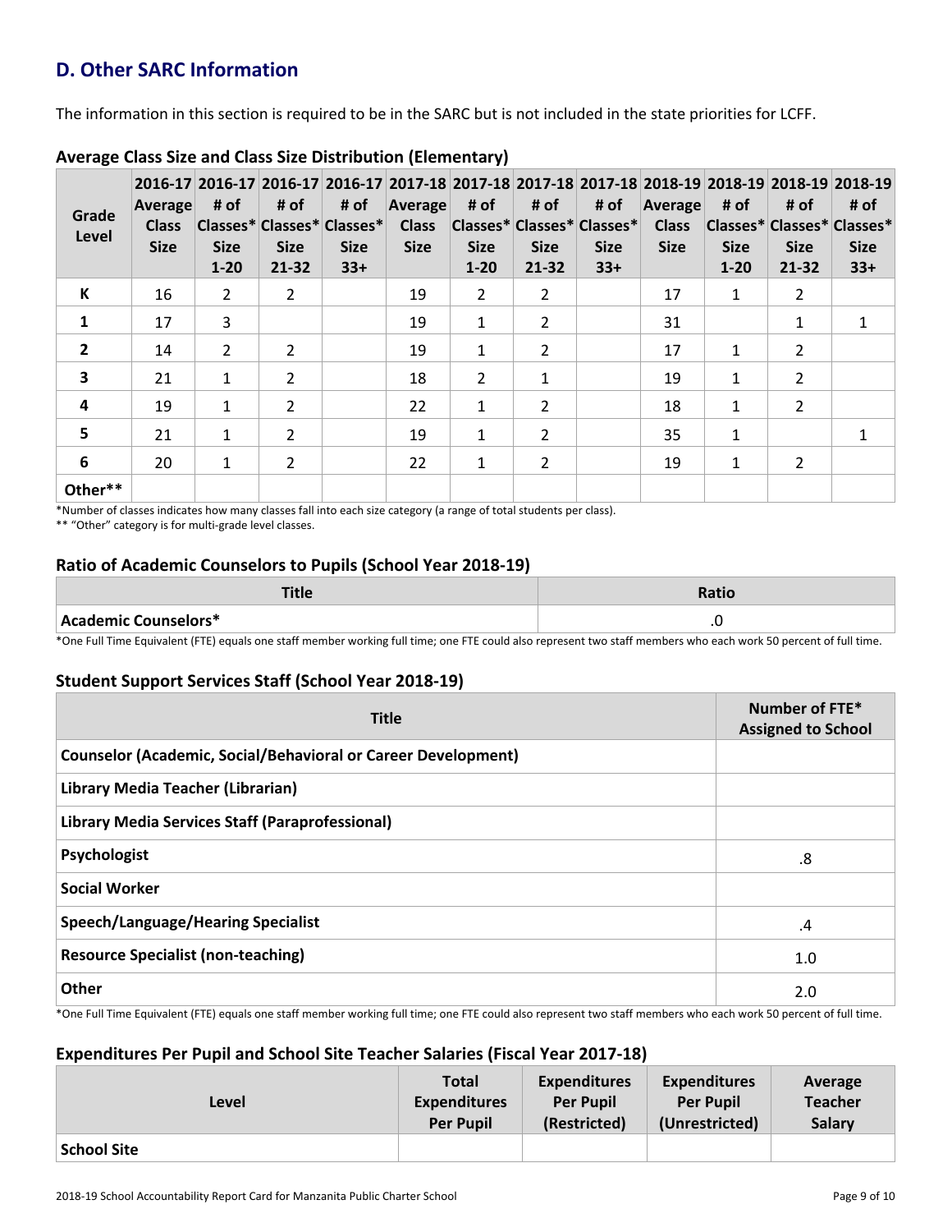## D. Other SARC Information

The information in this section is required to be in the SARC but is not included in the state priorities for LCFF.

### Average Class Size and Class Size Distribution (Elementary)

| Grade Level | 2016-17 Average Class Size | 2016-17 # of Classes* Size 1-20 | 2016-17 # of Classes* Size 21-32 | 2016-17 # of Classes* Size 33+ | 2017-18 Average Class Size | 2017-18 # of Classes* Size 1-20 | 2017-18 # of Classes* Size 21-32 | 2017-18 # of Classes* Size 33+ | 2018-19 Average Class Size | 2018-19 # of Classes* Size 1-20 | 2018-19 # of Classes* Size 21-32 | 2018-19 # of Classes* Size 33+ |
|---|---|---|---|---|---|---|---|---|---|---|---|---|
| K | 16 | 2 | 2 | | 19 | 2 | 2 | | 17 | 1 | 2 | |
| 1 | 17 | 3 | | | 19 | 1 | 2 | | 31 | | 1 | 1 |
| 2 | 14 | 2 | 2 | | 19 | 1 | 2 | | 17 | 1 | 2 | |
| 3 | 21 | 1 | 2 | | 18 | 2 | 1 | | 19 | 1 | 2 | |
| 4 | 19 | 1 | 2 | | 22 | 1 | 2 | | 18 | 1 | 2 | |
| 5 | 21 | 1 | 2 | | 19 | 1 | 2 | | 35 | 1 | | 1 |
| 6 | 20 | 1 | 2 | | 22 | 1 | 2 | | 19 | 1 | 2 | |
| Other** | | | | | | | | | | | | |

*Number of classes indicates how many classes fall into each size category (a range of total students per class).

** "Other" category is for multi-grade level classes.

### Ratio of Academic Counselors to Pupils (School Year 2018-19)

| Title | Ratio |
|---|---|
| Academic Counselors* | .0 |

*One Full Time Equivalent (FTE) equals one staff member working full time; one FTE could also represent two staff members who each work 50 percent of full time.

### Student Support Services Staff (School Year 2018-19)

| Title | Number of FTE* Assigned to School |
|---|---|
| Counselor (Academic, Social/Behavioral or Career Development) | |
| Library Media Teacher (Librarian) | |
| Library Media Services Staff (Paraprofessional) | |
| Psychologist | .8 |
| Social Worker | |
| Speech/Language/Hearing Specialist | .4 |
| Resource Specialist (non-teaching) | 1.0 |
| Other | 2.0 |

*One Full Time Equivalent (FTE) equals one staff member working full time; one FTE could also represent two staff members who each work 50 percent of full time.

### Expenditures Per Pupil and School Site Teacher Salaries (Fiscal Year 2017-18)

| Level | Total Expenditures Per Pupil | Expenditures Per Pupil (Restricted) | Expenditures Per Pupil (Unrestricted) | Average Teacher Salary |
|---|---|---|---|---|
| School Site | | | | |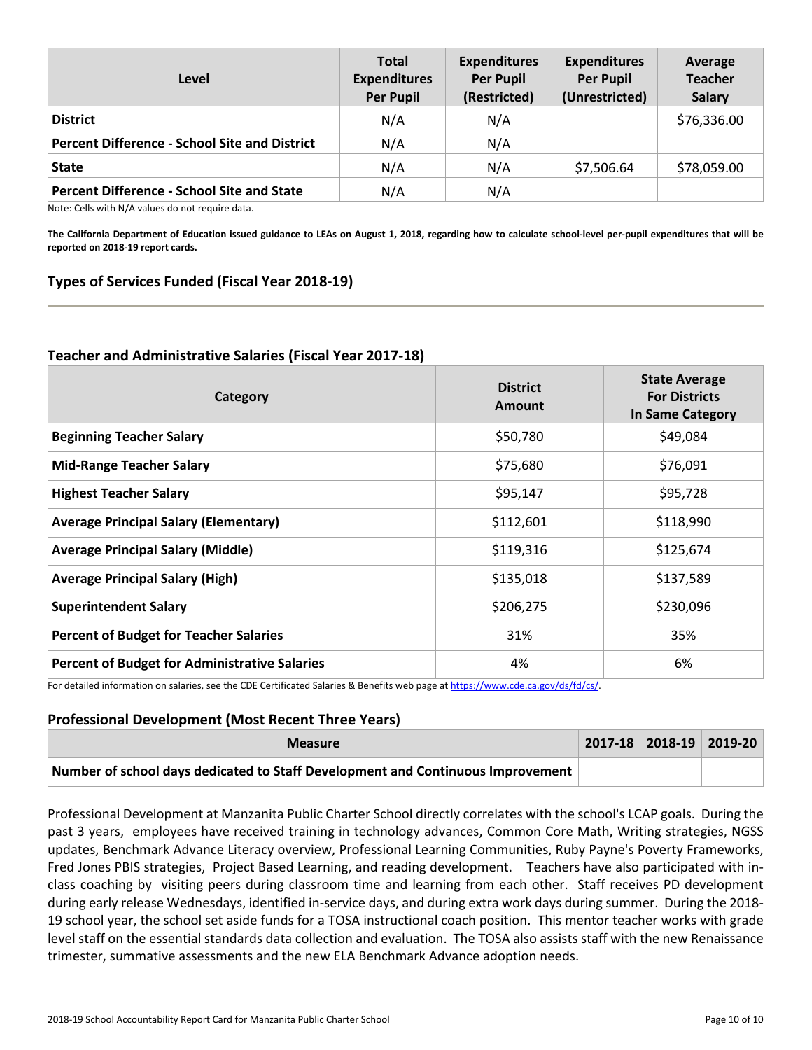| Level | Total Expenditures Per Pupil | Expenditures Per Pupil (Restricted) | Expenditures Per Pupil (Unrestricted) | Average Teacher Salary |
|---|---|---|---|---|
| **District** | N/A | N/A | | $76,336.00 |
| **Percent Difference - School Site and District** | N/A | N/A | | |
| **State** | N/A | N/A | $7,506.64 | $78,059.00 |
| **Percent Difference - School Site and State** | N/A | N/A | | |

Note: Cells with N/A values do not require data.

**The California Department of Education issued guidance to LEAs on August 1, 2018, regarding how to calculate school-level per-pupil expenditures that will be reported on 2018-19 report cards.**

## Types of Services Funded (Fiscal Year 2018-19)

## Teacher and Administrative Salaries (Fiscal Year 2017-18)

| Category | District Amount | State Average For Districts In Same Category |
|---|---|---|
| **Beginning Teacher Salary** | $50,780 | $49,084 |
| **Mid-Range Teacher Salary** | $75,680 | $76,091 |
| **Highest Teacher Salary** | $95,147 | $95,728 |
| **Average Principal Salary (Elementary)** | $112,601 | $118,990 |
| **Average Principal Salary (Middle)** | $119,316 | $125,674 |
| **Average Principal Salary (High)** | $135,018 | $137,589 |
| **Superintendent Salary** | $206,275 | $230,096 |
| **Percent of Budget for Teacher Salaries** | 31% | 35% |
| **Percent of Budget for Administrative Salaries** | 4% | 6% |

For detailed information on salaries, see the CDE Certificated Salaries & Benefits web page at https://www.cde.ca.gov/ds/fd/cs/.

## Professional Development (Most Recent Three Years)

| Measure | 2017-18 | 2018-19 | 2019-20 |
|---|---|---|---|
| **Number of school days dedicated to Staff Development and Continuous Improvement** | | | |

Professional Development at Manzanita Public Charter School directly correlates with the school's LCAP goals. During the past 3 years, employees have received training in technology advances, Common Core Math, Writing strategies, NGSS updates, Benchmark Advance Literacy overview, Professional Learning Communities, Ruby Payne's Poverty Frameworks, Fred Jones PBIS strategies, Project Based Learning, and reading development. Teachers have also participated with in-class coaching by visiting peers during classroom time and learning from each other. Staff receives PD development during early release Wednesdays, identified in-service days, and during extra work days during summer. During the 2018-19 school year, the school set aside funds for a TOSA instructional coach position. This mentor teacher works with grade level staff on the essential standards data collection and evaluation. The TOSA also assists staff with the new Renaissance trimester, summative assessments and the new ELA Benchmark Advance adoption needs.